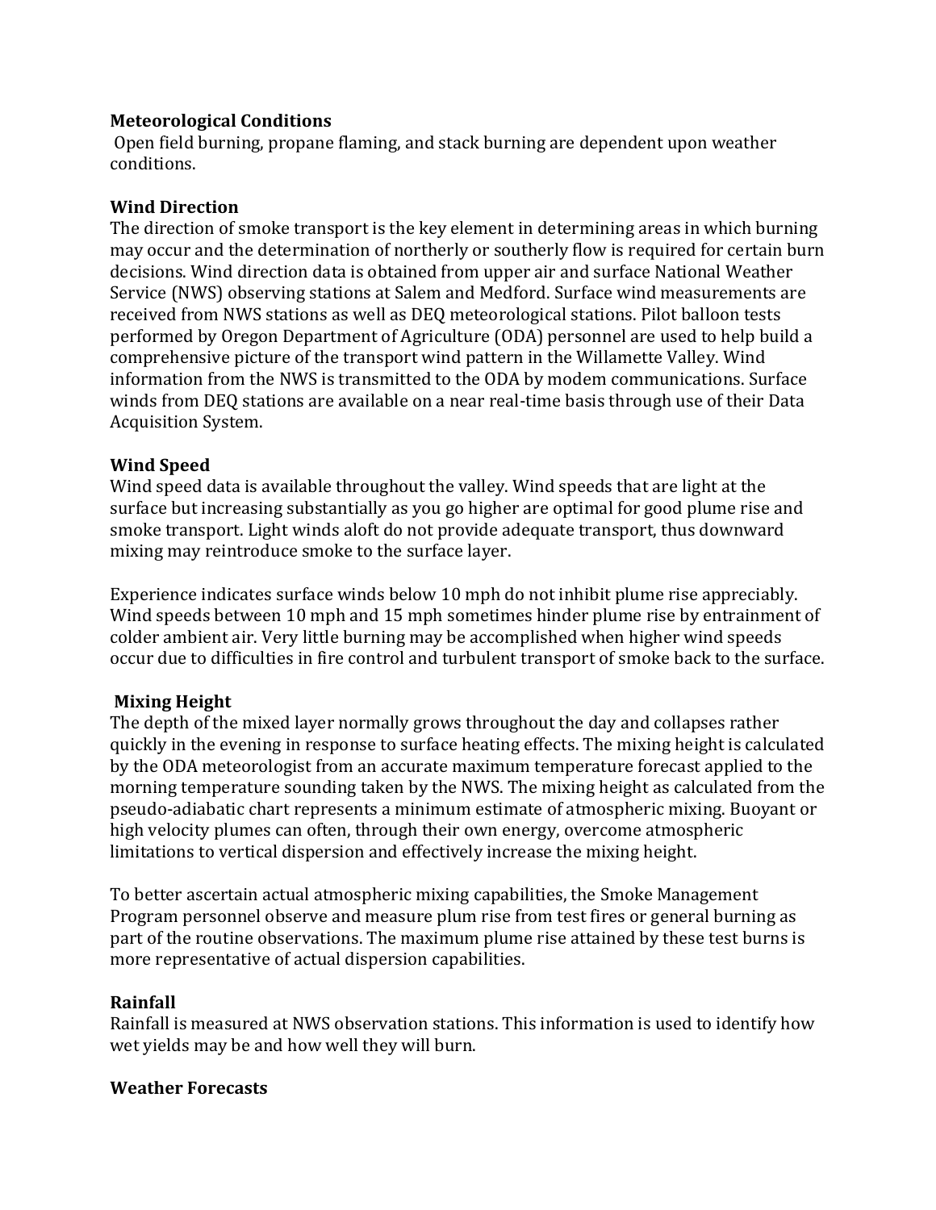**Meteorological Conditions**

Open field burning, propane flaming, and stack burning are dependent upon weather conditions.

**Wind Direction**

The direction of smoke transport is the key element in determining areas in which burning may occur and the determination of northerly or southerly flow is required for certain burn decisions. Wind direction data is obtained from upper air and surface National Weather Service (NWS) observing stations at Salem and Medford. Surface wind measurements are received from NWS stations as well as DEQ meteorological stations. Pilot balloon tests performed by Oregon Department of Agriculture (ODA) personnel are used to help build a comprehensive picture of the transport wind pattern in the Willamette Valley. Wind information from the NWS is transmitted to the ODA by modem communications. Surface winds from DEQ stations are available on a near real-time basis through use of their Data Acquisition System.

**Wind Speed**

Wind speed data is available throughout the valley. Wind speeds that are light at the surface but increasing substantially as you go higher are optimal for good plume rise and smoke transport. Light winds aloft do not provide adequate transport, thus downward mixing may reintroduce smoke to the surface layer.

Experience indicates surface winds below 10 mph do not inhibit plume rise appreciably. Wind speeds between 10 mph and 15 mph sometimes hinder plume rise by entrainment of colder ambient air. Very little burning may be accomplished when higher wind speeds occur due to difficulties in fire control and turbulent transport of smoke back to the surface.

**Mixing Height**

The depth of the mixed layer normally grows throughout the day and collapses rather quickly in the evening in response to surface heating effects. The mixing height is calculated by the ODA meteorologist from an accurate maximum temperature forecast applied to the morning temperature sounding taken by the NWS. The mixing height as calculated from the pseudo-adiabatic chart represents a minimum estimate of atmospheric mixing. Buoyant or high velocity plumes can often, through their own energy, overcome atmospheric limitations to vertical dispersion and effectively increase the mixing height.

To better ascertain actual atmospheric mixing capabilities, the Smoke Management Program personnel observe and measure plum rise from test fires or general burning as part of the routine observations. The maximum plume rise attained by these test burns is more representative of actual dispersion capabilities.

**Rainfall**

Rainfall is measured at NWS observation stations. This information is used to identify how wet yields may be and how well they will burn.

**Weather Forecasts**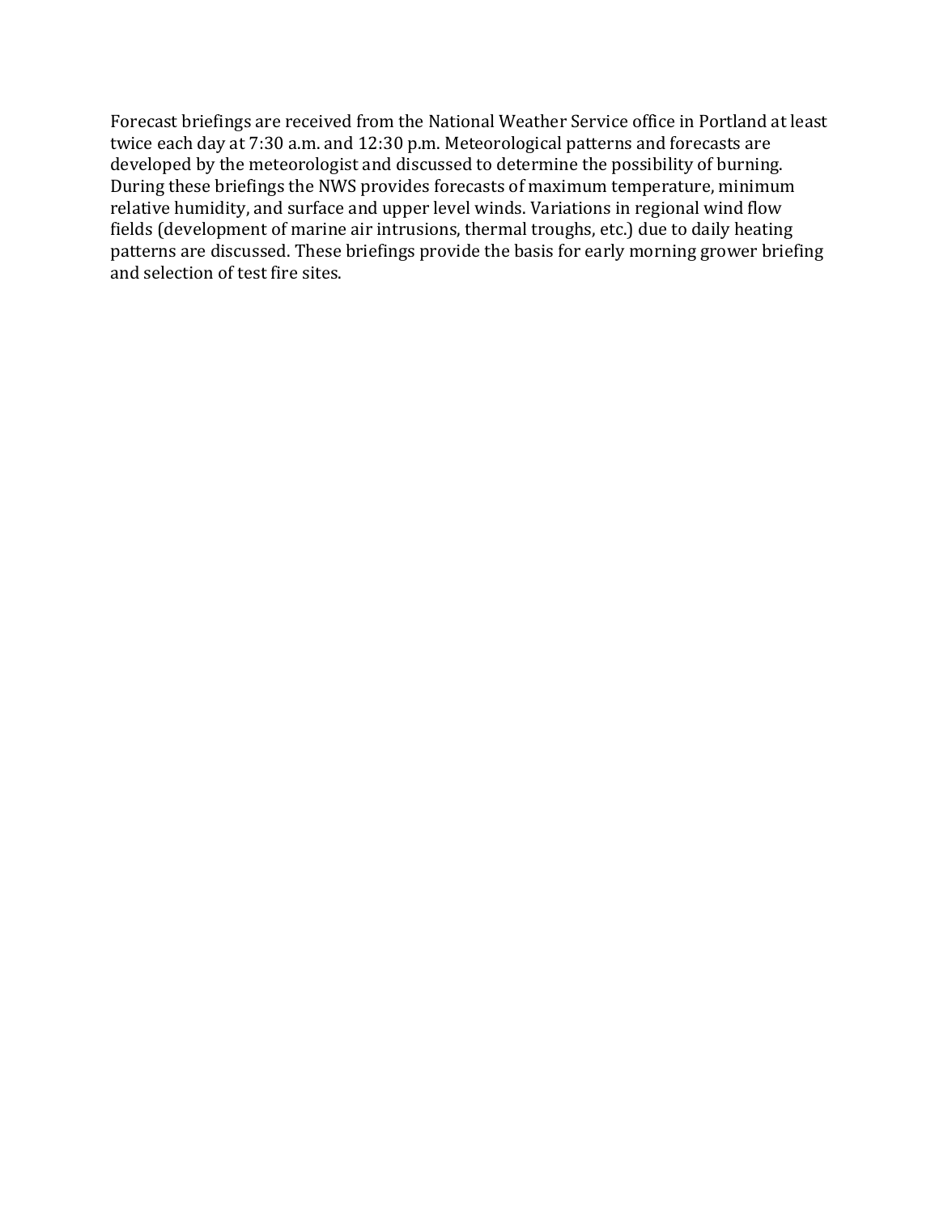Forecast briefings are received from the National Weather Service office in Portland at least twice each day at 7:30 a.m. and 12:30 p.m. Meteorological patterns and forecasts are developed by the meteorologist and discussed to determine the possibility of burning. During these briefings the NWS provides forecasts of maximum temperature, minimum relative humidity, and surface and upper level winds. Variations in regional wind flow fields (development of marine air intrusions, thermal troughs, etc.) due to daily heating patterns are discussed. These briefings provide the basis for early morning grower briefing and selection of test fire sites.